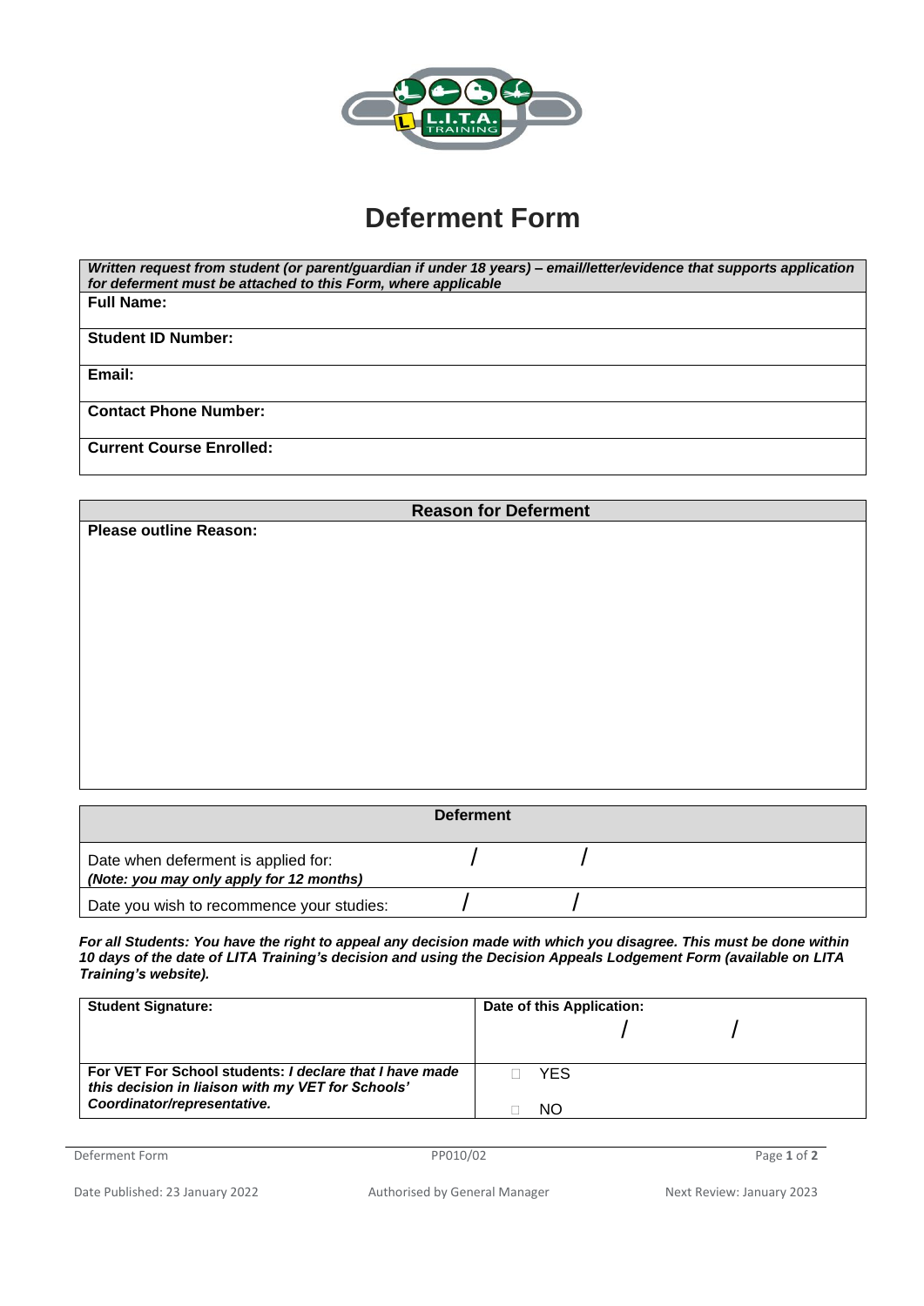# Deferment Form

| *Written request from student (or parent/guardian if under 18 years) – email/letter/evidence that supports application for deferment must be attached to this Form, where applicable* |
|---|
| **Full Name:** |
| **Student ID Number:** |
| **Email:** |
| **Contact Phone Number:** |
| **Current Course Enrolled:** |

| **Reason for Deferment** |
|---|
| **Please outline Reason:** |

| **Deferment** | |
|---|---|
| Date when deferment is applied for: *(Note: you may only apply for 12 months)* | / / |
| Date you wish to recommence your studies: | / / |

***For all Students: You have the right to appeal any decision made with which you disagree. This must be done within 10 days of the date of LITA Training's decision and using the Decision Appeals Lodgement Form (available on LITA Training's website).***

| **Student Signature:** | **Date of this Application:** / / |
|---|---|
| **For VET For School students: *I declare that I have made this decision in liaison with my VET for Schools' Coordinator/representative.*** | ☐ YES ☐ NO |

Deferment Form PP010/02

Date Published: 23 January 2022 Authorised by General Manager Next Review: January 2023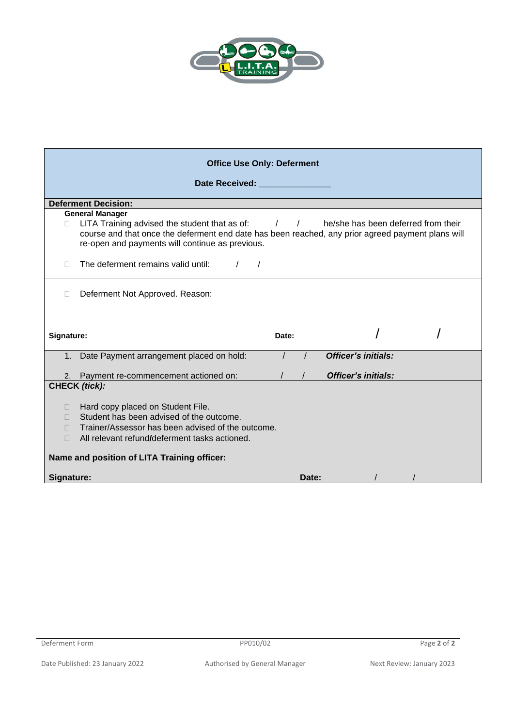**Office Use Only: Deferment**

**Date Received:** _______________

**Deferment Decision:**

**General Manager**

- ☐ LITA Training advised the student that as of: / / he/she has been deferred from their course and that once the deferment end date has been reached, any prior agreed payment plans will re-open and payments will continue as previous.

- ☐ The deferment remains valid until: / /

- ☐ Deferment Not Approved. Reason:

**Signature:** **Date:** / /

1. Date Payment arrangement placed on hold: / / ***Officer's initials:***
2. Payment re-commencement actioned on: / / ***Officer's initials:***

**CHECK *(tick):***

- ☐ Hard copy placed on Student File.
- ☐ Student has been advised of the outcome.
- ☐ Trainer/Assessor has been advised of the outcome.
- ☐ All relevant refund/deferment tasks actioned.

**Name and position of LITA Training officer:**

**Signature:** **Date:** / /

Deferment Form PP010/02

Date Published: 23 January 2022 Authorised by General Manager Next Review: January 2023